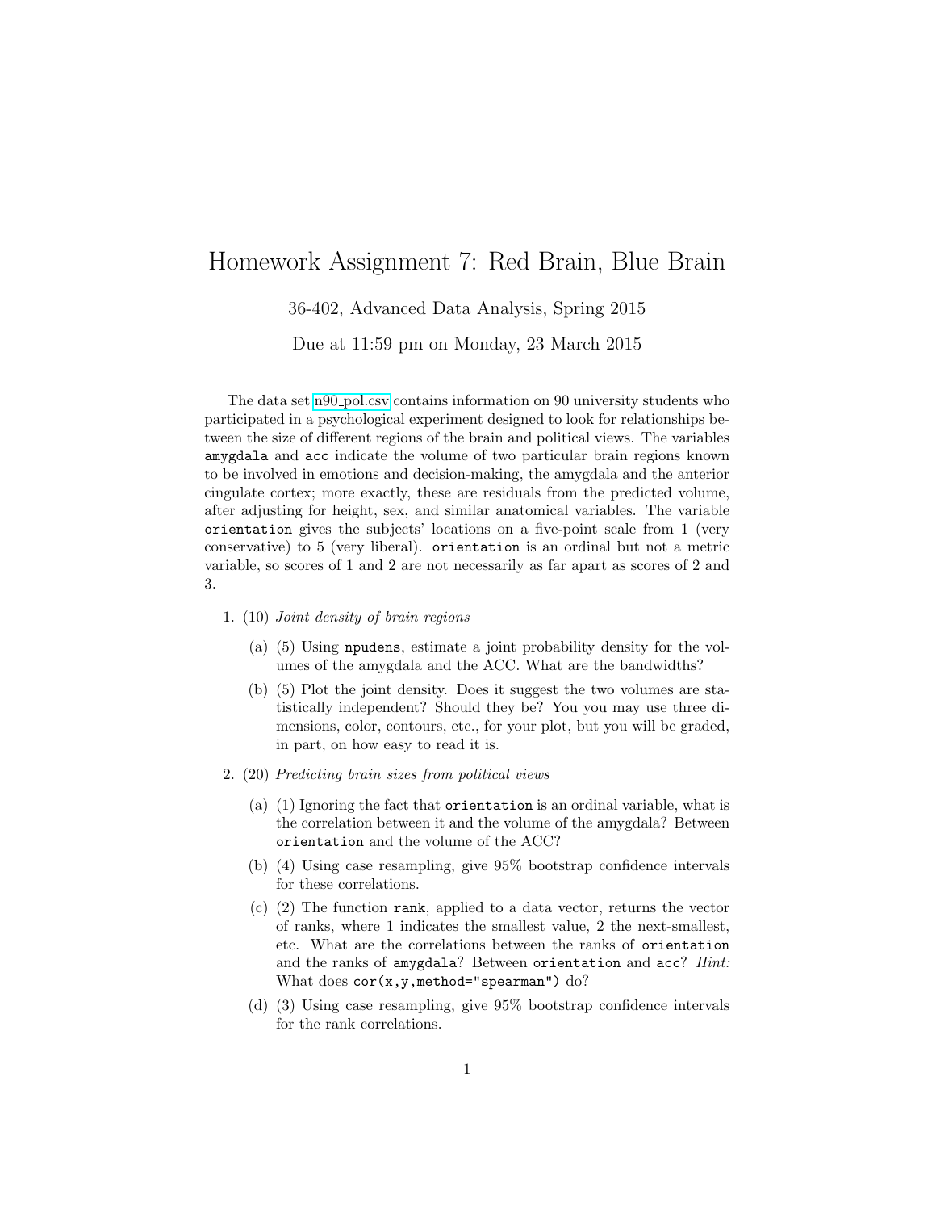# Homework Assignment 7: Red Brain, Blue Brain

36-402, Advanced Data Analysis, Spring 2015

Due at 11:59 pm on Monday, 23 March 2015

The data set n90_pol.csv contains information on 90 university students who participated in a psychological experiment designed to look for relationships between the size of different regions of the brain and political views. The variables `amygdala` and `acc` indicate the volume of two particular brain regions known to be involved in emotions and decision-making, the amygdala and the anterior cingulate cortex; more exactly, these are residuals from the predicted volume, after adjusting for height, sex, and similar anatomical variables. The variable `orientation` gives the subjects' locations on a five-point scale from 1 (very conservative) to 5 (very liberal). `orientation` is an ordinal but not a metric variable, so scores of 1 and 2 are not necessarily as far apart as scores of 2 and 3.

1. (10) *Joint density of brain regions*
   (a) (5) Using `npudens`, estimate a joint probability density for the volumes of the amygdala and the ACC. What are the bandwidths?
   (b) (5) Plot the joint density. Does it suggest the two volumes are statistically independent? Should they be? You you may use three dimensions, color, contours, etc., for your plot, but you will be graded, in part, on how easy to read it is.

2. (20) *Predicting brain sizes from political views*
   (a) (1) Ignoring the fact that `orientation` is an ordinal variable, what is the correlation between it and the volume of the amygdala? Between `orientation` and the volume of the ACC?
   (b) (4) Using case resampling, give 95% bootstrap confidence intervals for these correlations.
   (c) (2) The function `rank`, applied to a data vector, returns the vector of ranks, where 1 indicates the smallest value, 2 the next-smallest, etc. What are the correlations between the ranks of `orientation` and the ranks of `amygdala`? Between `orientation` and `acc`? *Hint:* What does `cor(x,y,method="spearman")` do?
   (d) (3) Using case resampling, give 95% bootstrap confidence intervals for the rank correlations.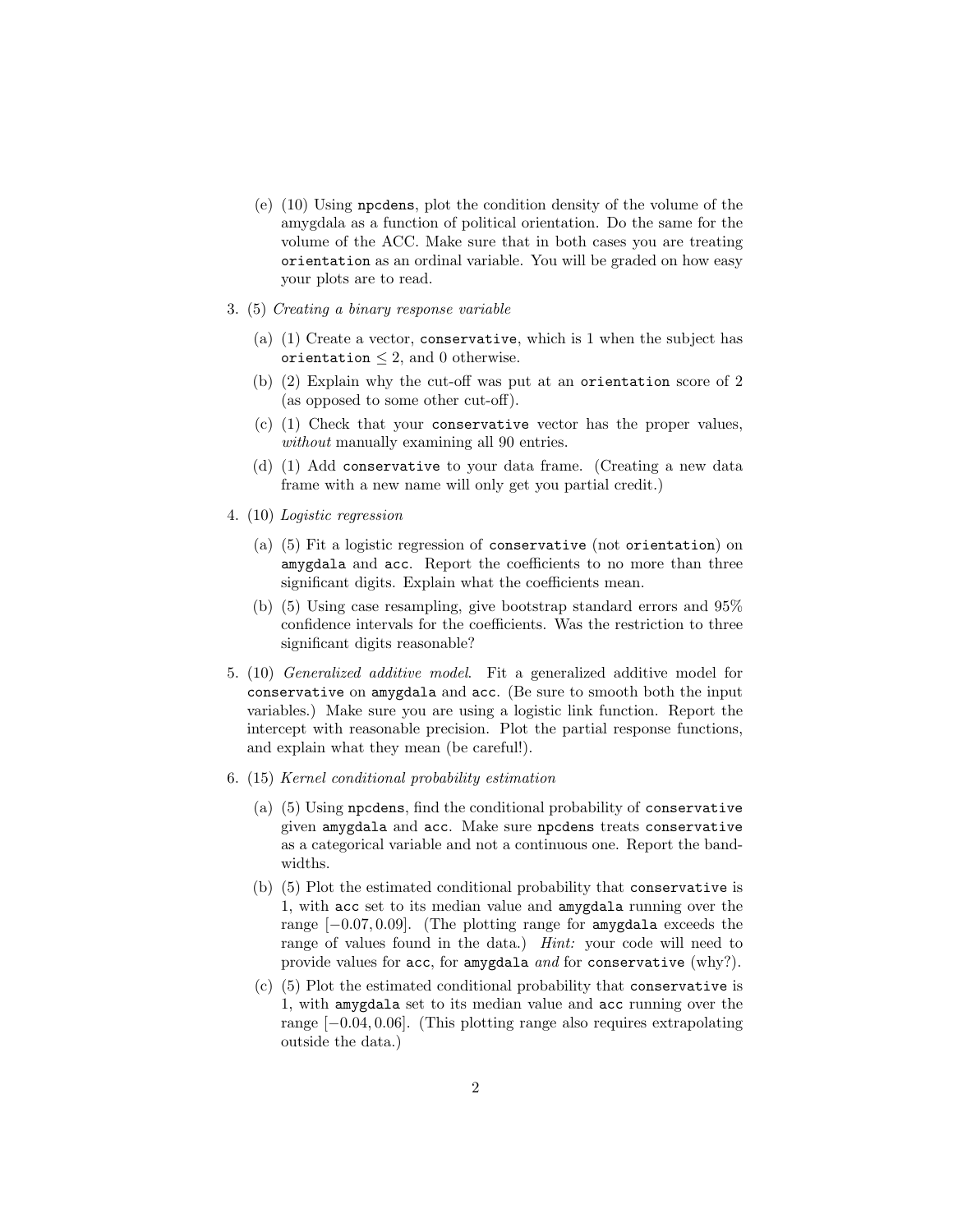(e) (10) Using `npcdens`, plot the condition density of the volume of the amygdala as a function of political orientation. Do the same for the volume of the ACC. Make sure that in both cases you are treating `orientation` as an ordinal variable. You will be graded on how easy your plots are to read.

3. (5) *Creating a binary response variable*

   (a) (1) Create a vector, `conservative`, which is 1 when the subject has `orientation` $\leq 2$, and 0 otherwise.

   (b) (2) Explain why the cut-off was put at an `orientation` score of 2 (as opposed to some other cut-off).

   (c) (1) Check that your `conservative` vector has the proper values, *without* manually examining all 90 entries.

   (d) (1) Add `conservative` to your data frame. (Creating a new data frame with a new name will only get you partial credit.)

4. (10) *Logistic regression*

   (a) (5) Fit a logistic regression of `conservative` (not `orientation`) on `amygdala` and `acc`. Report the coefficients to no more than three significant digits. Explain what the coefficients mean.

   (b) (5) Using case resampling, give bootstrap standard errors and 95% confidence intervals for the coefficients. Was the restriction to three significant digits reasonable?

5. (10) *Generalized additive model*. Fit a generalized additive model for `conservative` on `amygdala` and `acc`. (Be sure to smooth both the input variables.) Make sure you are using a logistic link function. Report the intercept with reasonable precision. Plot the partial response functions, and explain what they mean (be careful!).

6. (15) *Kernel conditional probability estimation*

   (a) (5) Using `npcdens`, find the conditional probability of `conservative` given `amygdala` and `acc`. Make sure `npcdens` treats `conservative` as a categorical variable and not a continuous one. Report the bandwidths.

   (b) (5) Plot the estimated conditional probability that `conservative` is 1, with `acc` set to its median value and `amygdala` running over the range $[-0.07, 0.09]$. (The plotting range for `amygdala` exceeds the range of values found in the data.) *Hint:* your code will need to provide values for `acc`, for `amygdala` *and* for `conservative` (why?).

   (c) (5) Plot the estimated conditional probability that `conservative` is 1, with `amygdala` set to its median value and `acc` running over the range $[-0.04, 0.06]$. (This plotting range also requires extrapolating outside the data.)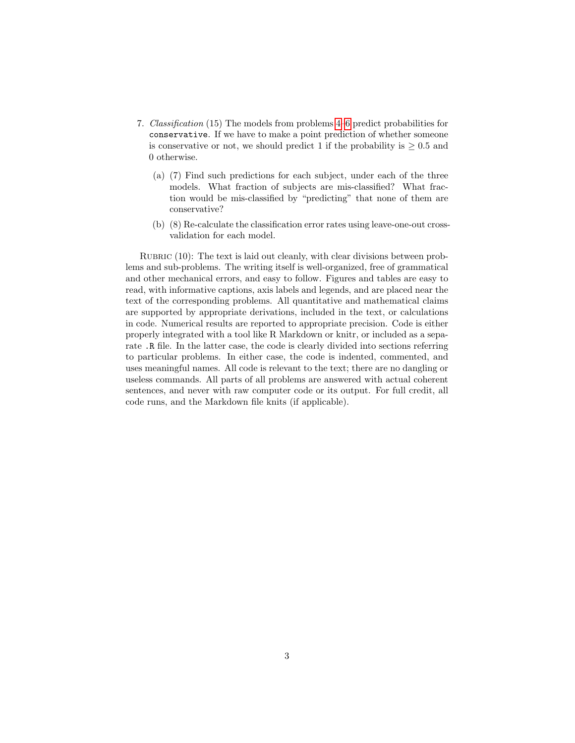7. *Classification* (15) The models from problems 4–6 predict probabilities for `conservative`. If we have to make a point prediction of whether someone is conservative or not, we should predict 1 if the probability is $\geq 0.5$ and 0 otherwise.

   (a) (7) Find such predictions for each subject, under each of the three models. What fraction of subjects are mis-classified? What fraction would be mis-classified by "predicting" that none of them are conservative?

   (b) (8) Re-calculate the classification error rates using leave-one-out cross-validation for each model.

RUBRIC (10): The text is laid out cleanly, with clear divisions between problems and sub-problems. The writing itself is well-organized, free of grammatical and other mechanical errors, and easy to follow. Figures and tables are easy to read, with informative captions, axis labels and legends, and are placed near the text of the corresponding problems. All quantitative and mathematical claims are supported by appropriate derivations, included in the text, or calculations in code. Numerical results are reported to appropriate precision. Code is either properly integrated with a tool like R Markdown or knitr, or included as a separate `.R` file. In the latter case, the code is clearly divided into sections referring to particular problems. In either case, the code is indented, commented, and uses meaningful names. All code is relevant to the text; there are no dangling or useless commands. All parts of all problems are answered with actual coherent sentences, and never with raw computer code or its output. For full credit, all code runs, and the Markdown file knits (if applicable).